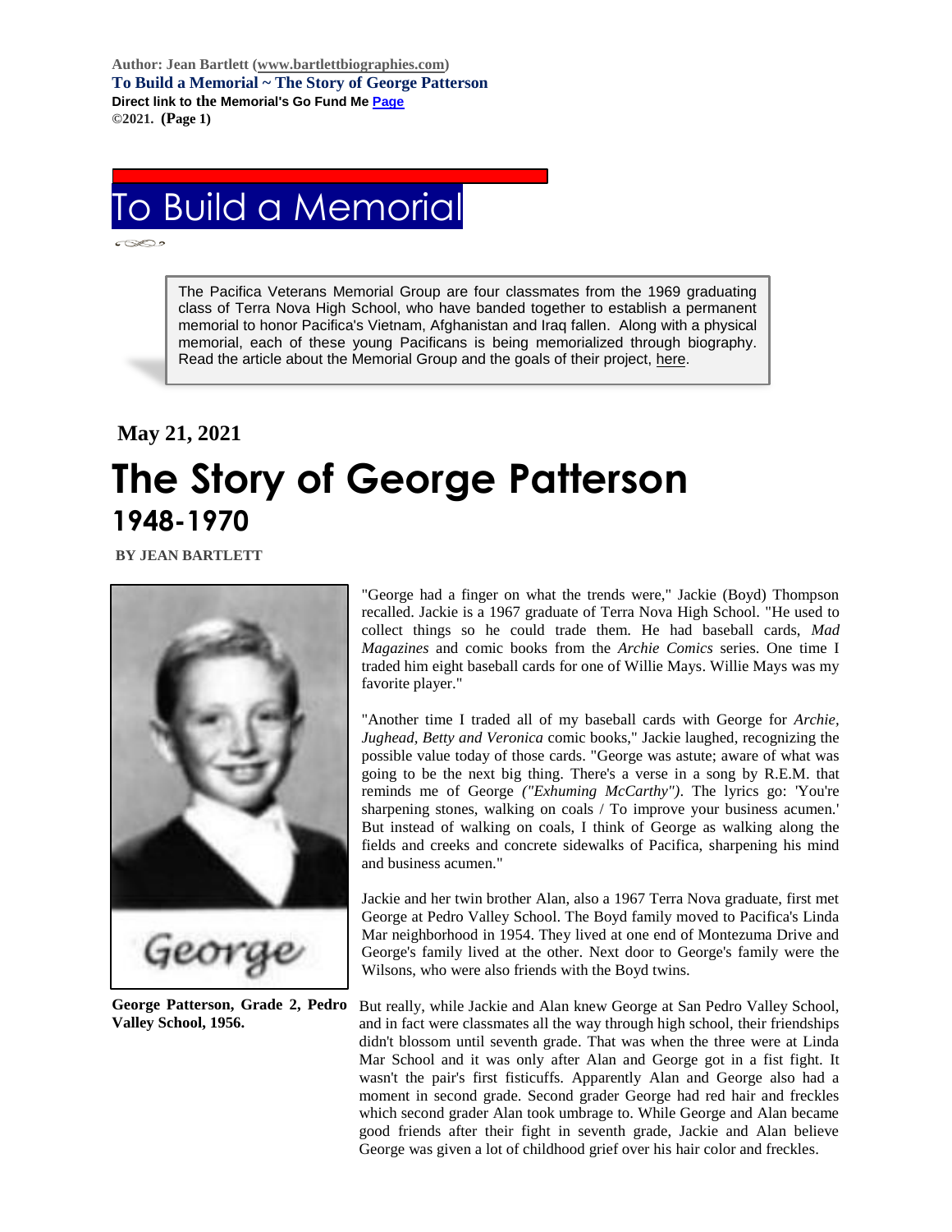Author: Jean Bartlett (www.bartlettbiographies.com)
**To Build a Memorial ~ The Story of George Patterson**
**Direct link to the Memorial's Go Fund Me Page**
©2021.

# To Build a Memorial

The Pacifica Veterans Memorial Group are four classmates from the 1969 graduating class of Terra Nova High School, who have banded together to establish a permanent memorial to honor Pacifica's Vietnam, Afghanistan and Iraq fallen. Along with a physical memorial, each of these young Pacificans is being memorialized through biography. Read the article about the Memorial Group and the goals of their project, here.

**May 21, 2021**

# The Story of George Patterson

## 1948-1970

**BY JEAN BARTLETT**

**George Patterson, Grade 2, Pedro Valley School, 1956.**

"George had a finger on what the trends were," Jackie (Boyd) Thompson recalled. Jackie is a 1967 graduate of Terra Nova High School. "He used to collect things so he could trade them. He had baseball cards, *Mad Magazines* and comic books from the *Archie Comics* series. One time I traded him eight baseball cards for one of Willie Mays. Willie Mays was my favorite player."

"Another time I traded all of my baseball cards with George for *Archie, Jughead, Betty and Veronica* comic books," Jackie laughed, recognizing the possible value today of those cards. "George was astute; aware of what was going to be the next big thing. There's a verse in a song by R.E.M. that reminds me of George *("Exhuming McCarthy")*. The lyrics go: 'You're sharpening stones, walking on coals / To improve your business acumen.' But instead of walking on coals, I think of George as walking along the fields and creeks and concrete sidewalks of Pacifica, sharpening his mind and business acumen."

Jackie and her twin brother Alan, also a 1967 Terra Nova graduate, first met George at Pedro Valley School. The Boyd family moved to Pacifica's Linda Mar neighborhood in 1954. They lived at one end of Montezuma Drive and George's family lived at the other. Next door to George's family were the Wilsons, who were also friends with the Boyd twins.

But really, while Jackie and Alan knew George at San Pedro Valley School, and in fact were classmates all the way through high school, their friendships didn't blossom until seventh grade. That was when the three were at Linda Mar School and it was only after Alan and George got in a fist fight. It wasn't the pair's first fisticuffs. Apparently Alan and George also had a moment in second grade. Second grader George had red hair and freckles which second grader Alan took umbrage to. While George and Alan became good friends after their fight in seventh grade, Jackie and Alan believe George was given a lot of childhood grief over his hair color and freckles.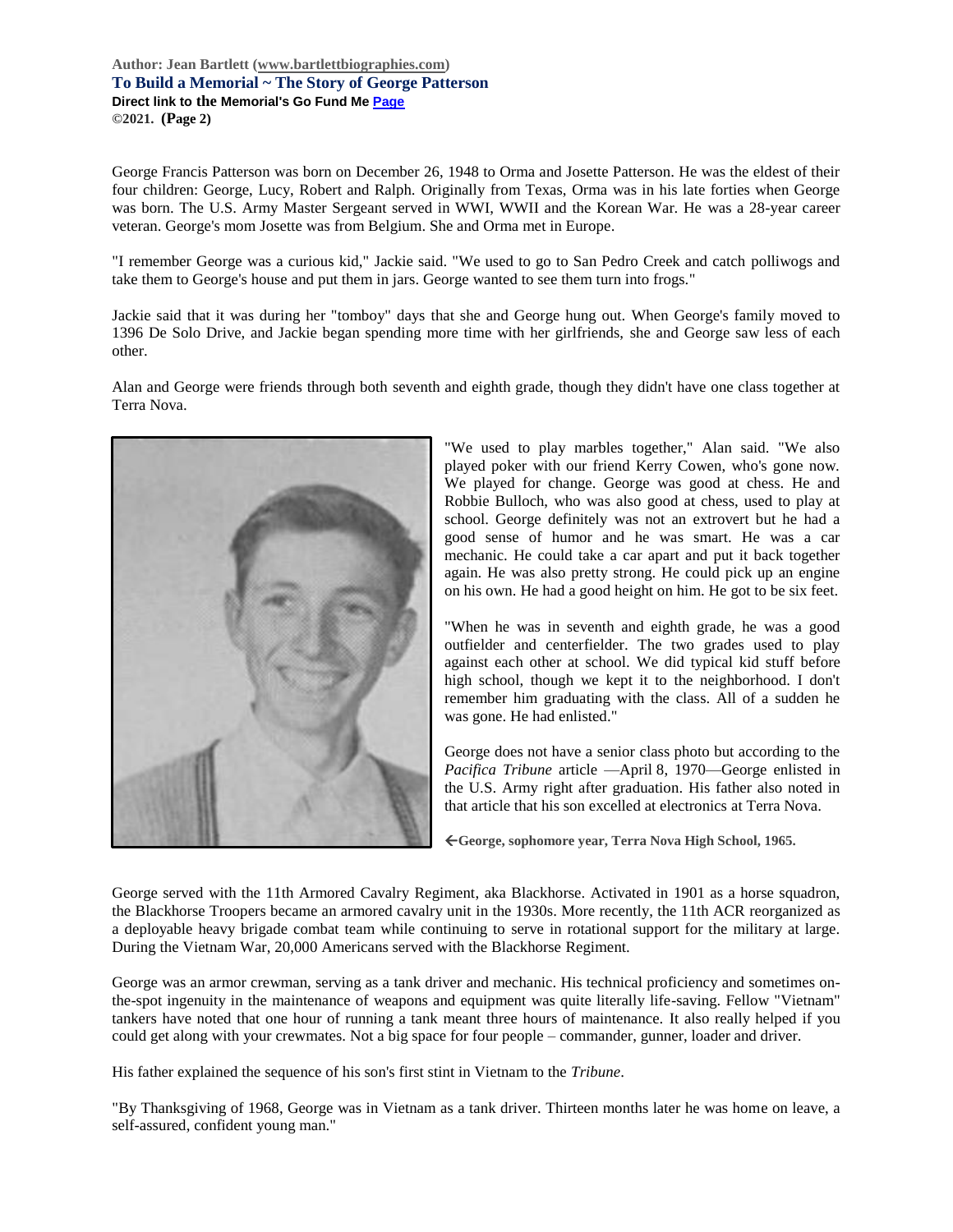George Francis Patterson was born on December 26, 1948 to Orma and Josette Patterson. He was the eldest of their four children: George, Lucy, Robert and Ralph. Originally from Texas, Orma was in his late forties when George was born. The U.S. Army Master Sergeant served in WWI, WWII and the Korean War. He was a 28-year career veteran. George's mom Josette was from Belgium. She and Orma met in Europe.

"I remember George was a curious kid," Jackie said. "We used to go to San Pedro Creek and catch polliwogs and take them to George's house and put them in jars. George wanted to see them turn into frogs."

Jackie said that it was during her "tomboy" days that she and George hung out. When George's family moved to 1396 De Solo Drive, and Jackie began spending more time with her girlfriends, she and George saw less of each other.

Alan and George were friends through both seventh and eighth grade, though they didn't have one class together at Terra Nova.

"We used to play marbles together," Alan said. "We also played poker with our friend Kerry Cowen, who's gone now. We played for change. George was good at chess. He and Robbie Bulloch, who was also good at chess, used to play at school. George definitely was not an extrovert but he had a good sense of humor and he was smart. He was a car mechanic. He could take a car apart and put it back together again. He was also pretty strong. He could pick up an engine on his own. He had a good height on him. He got to be six feet.

"When he was in seventh and eighth grade, he was a good outfielder and centerfielder. The two grades used to play against each other at school. We did typical kid stuff before high school, though we kept it to the neighborhood. I don't remember him graduating with the class. All of a sudden he was gone. He had enlisted."

George does not have a senior class photo but according to the *Pacifica Tribune* article —April 8, 1970—George enlisted in the U.S. Army right after graduation. His father also noted in that article that his son excelled at electronics at Terra Nova.

**←George, sophomore year, Terra Nova High School, 1965.**

George served with the 11th Armored Cavalry Regiment, aka Blackhorse. Activated in 1901 as a horse squadron, the Blackhorse Troopers became an armored cavalry unit in the 1930s. More recently, the 11th ACR reorganized as a deployable heavy brigade combat team while continuing to serve in rotational support for the military at large. During the Vietnam War, 20,000 Americans served with the Blackhorse Regiment.

George was an armor crewman, serving as a tank driver and mechanic. His technical proficiency and sometimes on-the-spot ingenuity in the maintenance of weapons and equipment was quite literally life-saving. Fellow "Vietnam" tankers have noted that one hour of running a tank meant three hours of maintenance. It also really helped if you could get along with your crewmates. Not a big space for four people – commander, gunner, loader and driver.

His father explained the sequence of his son's first stint in Vietnam to the *Tribune*.

"By Thanksgiving of 1968, George was in Vietnam as a tank driver. Thirteen months later he was home on leave, a self-assured, confident young man."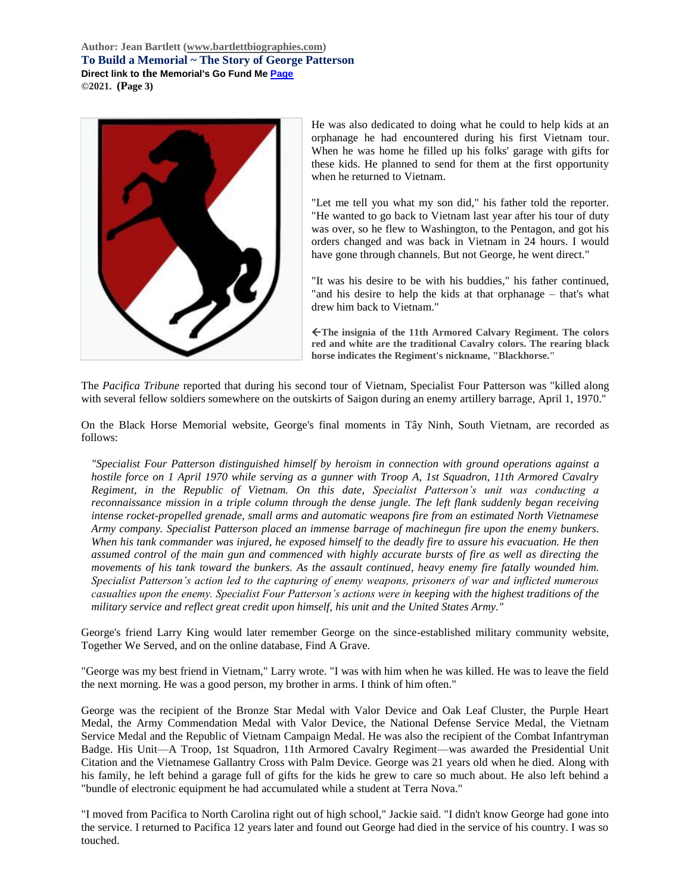He was also dedicated to doing what he could to help kids at an orphanage he had encountered during his first Vietnam tour. When he was home he filled up his folks' garage with gifts for these kids. He planned to send for them at the first opportunity when he returned to Vietnam.

"Let me tell you what my son did," his father told the reporter. "He wanted to go back to Vietnam last year after his tour of duty was over, so he flew to Washington, to the Pentagon, and got his orders changed and was back in Vietnam in 24 hours. I would have gone through channels. But not George, he went direct."

"It was his desire to be with his buddies," his father continued, "and his desire to help the kids at that orphanage – that's what drew him back to Vietnam."

**←The insignia of the 11th Armored Calvary Regiment. The colors red and white are the traditional Cavalry colors. The rearing black horse indicates the Regiment's nickname, "Blackhorse."**

The *Pacifica Tribune* reported that during his second tour of Vietnam, Specialist Four Patterson was "killed along with several fellow soldiers somewhere on the outskirts of Saigon during an enemy artillery barrage, April 1, 1970."

On the Black Horse Memorial website, George's final moments in Tây Ninh, South Vietnam, are recorded as follows:

> *"Specialist Four Patterson distinguished himself by heroism in connection with ground operations against a hostile force on 1 April 1970 while serving as a gunner with Troop A, 1st Squadron, 11th Armored Cavalry Regiment, in the Republic of Vietnam. On this date, Specialist Patterson's unit was conducting a reconnaissance mission in a triple column through the dense jungle. The left flank suddenly began receiving intense rocket-propelled grenade, small arms and automatic weapons fire from an estimated North Vietnamese Army company. Specialist Patterson placed an immense barrage of machinegun fire upon the enemy bunkers. When his tank commander was injured, he exposed himself to the deadly fire to assure his evacuation. He then assumed control of the main gun and commenced with highly accurate bursts of fire as well as directing the movements of his tank toward the bunkers. As the assault continued, heavy enemy fire fatally wounded him. Specialist Patterson's action led to the capturing of enemy weapons, prisoners of war and inflicted numerous casualties upon the enemy. Specialist Four Patterson's actions were in keeping with the highest traditions of the military service and reflect great credit upon himself, his unit and the United States Army."*

George's friend Larry King would later remember George on the since-established military community website, Together We Served, and on the online database, Find A Grave.

"George was my best friend in Vietnam," Larry wrote. "I was with him when he was killed. He was to leave the field the next morning. He was a good person, my brother in arms. I think of him often."

George was the recipient of the Bronze Star Medal with Valor Device and Oak Leaf Cluster, the Purple Heart Medal, the Army Commendation Medal with Valor Device, the National Defense Service Medal, the Vietnam Service Medal and the Republic of Vietnam Campaign Medal. He was also the recipient of the Combat Infantryman Badge. His Unit—A Troop, 1st Squadron, 11th Armored Cavalry Regiment—was awarded the Presidential Unit Citation and the Vietnamese Gallantry Cross with Palm Device. George was 21 years old when he died. Along with his family, he left behind a garage full of gifts for the kids he grew to care so much about. He also left behind a "bundle of electronic equipment he had accumulated while a student at Terra Nova."

"I moved from Pacifica to North Carolina right out of high school," Jackie said. "I didn't know George had gone into the service. I returned to Pacifica 12 years later and found out George had died in the service of his country. I was so touched.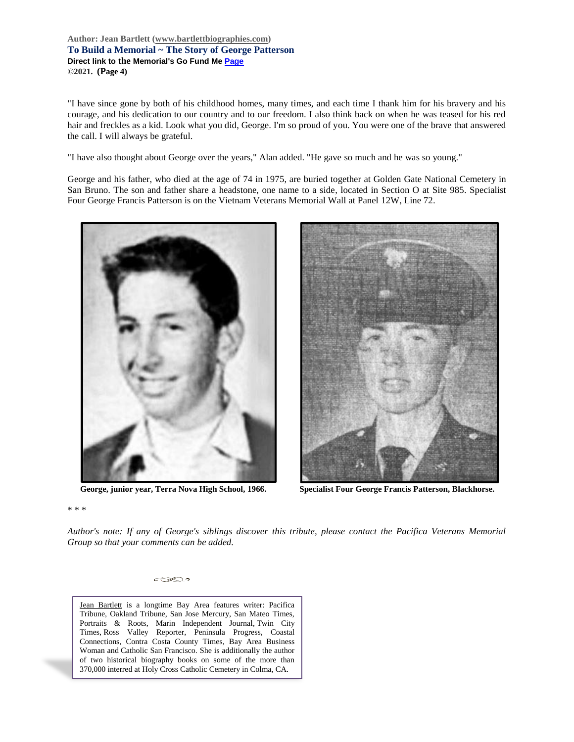"I have since gone by both of his childhood homes, many times, and each time I thank him for his bravery and his courage, and his dedication to our country and to our freedom. I also think back on when he was teased for his red hair and freckles as a kid. Look what you did, George. I'm so proud of you. You were one of the brave that answered the call. I will always be grateful.

"I have also thought about George over the years," Alan added. "He gave so much and he was so young."

George and his father, who died at the age of 74 in 1975, are buried together at Golden Gate National Cemetery in San Bruno. The son and father share a headstone, one name to a side, located in Section O at Site 985. Specialist Four George Francis Patterson is on the Vietnam Veterans Memorial Wall at Panel 12W, Line 72.

**George, junior year, Terra Nova High School, 1966.**

**Specialist Four George Francis Patterson, Blackhorse.**

* * *

*Author's note: If any of George's siblings discover this tribute, please contact the Pacifica Veterans Memorial Group so that your comments can be added.*

Jean Bartlett is a longtime Bay Area features writer: Pacifica Tribune, Oakland Tribune, San Jose Mercury, San Mateo Times, Portraits & Roots, Marin Independent Journal, Twin City Times, Ross Valley Reporter, Peninsula Progress, Coastal Connections, Contra Costa County Times, Bay Area Business Woman and Catholic San Francisco. She is additionally the author of two historical biography books on some of the more than 370,000 interred at Holy Cross Catholic Cemetery in Colma, CA.